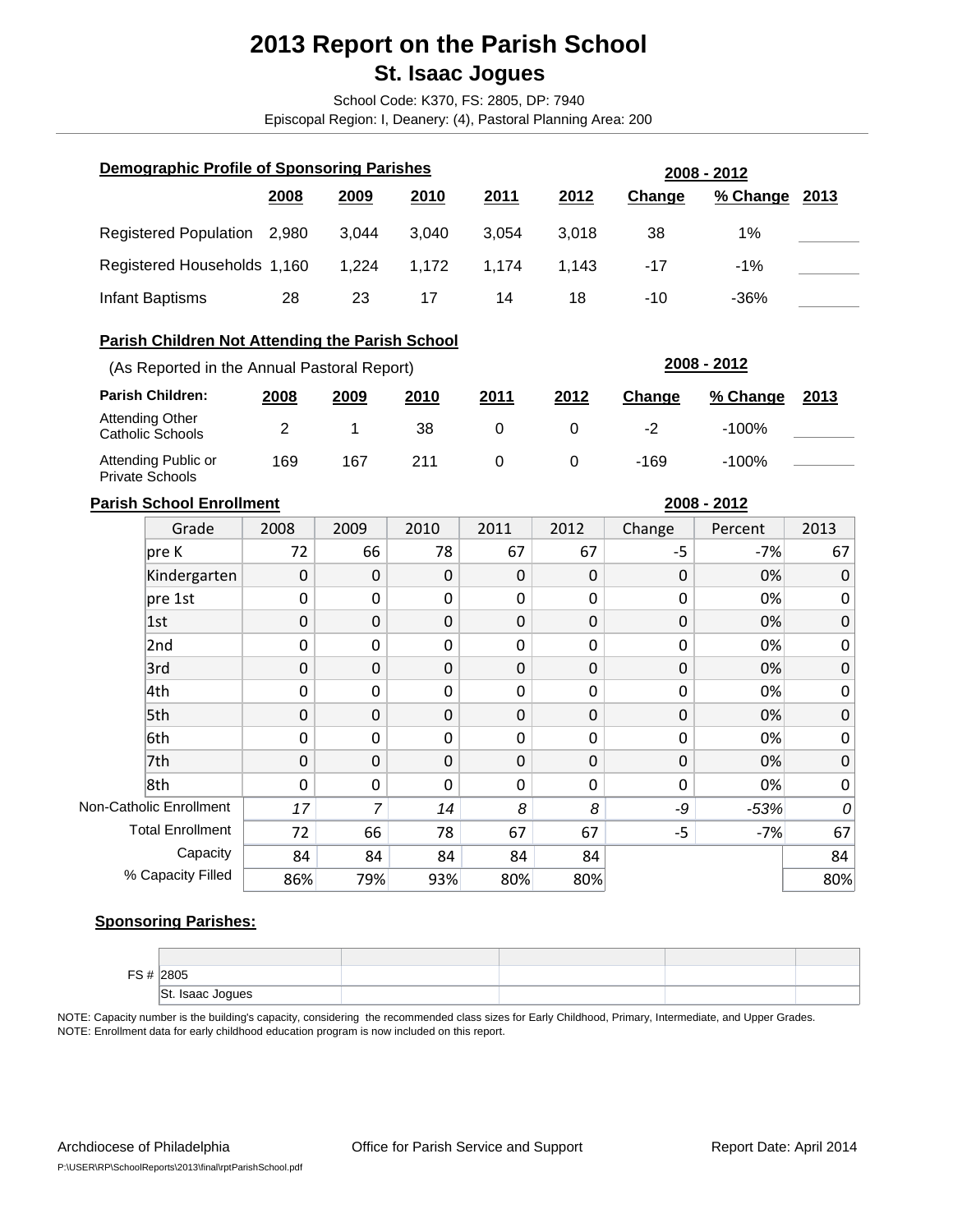# 2013 Report on the Parish School

## St. Isaac Jogues

School Code: K370, FS: 2805, DP: 7940

Episcopal Region: I, Deanery: (4), Pastoral Planning Area: 200

### Demographic Profile of Sponsoring Parishes

| | 2008 | 2009 | 2010 | 2011 | 2012 | 2008 - 2012 Change | 2008 - 2012 % Change | 2013 |
|---|---|---|---|---|---|---|---|---|
| Registered Population | 2,980 | 3,044 | 3,040 | 3,054 | 3,018 | 38 | 1% | |
| Registered Households | 1,160 | 1,224 | 1,172 | 1,174 | 1,143 | -17 | -1% | |
| Infant Baptisms | 28 | 23 | 17 | 14 | 18 | -10 | -36% | |

### Parish Children Not Attending the Parish School

(As Reported in the Annual Pastoral Report)

| Parish Children: | 2008 | 2009 | 2010 | 2011 | 2012 | 2008 - 2012 Change | 2008 - 2012 % Change | 2013 |
|---|---|---|---|---|---|---|---|---|
| Attending Other Catholic Schools | 2 | 1 | 38 | 0 | 0 | -2 | -100% | |
| Attending Public or Private Schools | 169 | 167 | 211 | 0 | 0 | -169 | -100% | |

### Parish School Enrollment

| Grade | 2008 | 2009 | 2010 | 2011 | 2012 | 2008 - 2012 Change | 2008 - 2012 Percent | 2013 |
|---|---|---|---|---|---|---|---|---|
| pre K | 72 | 66 | 78 | 67 | 67 | -5 | -7% | 67 |
| Kindergarten | 0 | 0 | 0 | 0 | 0 | 0 | 0% | 0 |
| pre 1st | 0 | 0 | 0 | 0 | 0 | 0 | 0% | 0 |
| 1st | 0 | 0 | 0 | 0 | 0 | 0 | 0% | 0 |
| 2nd | 0 | 0 | 0 | 0 | 0 | 0 | 0% | 0 |
| 3rd | 0 | 0 | 0 | 0 | 0 | 0 | 0% | 0 |
| 4th | 0 | 0 | 0 | 0 | 0 | 0 | 0% | 0 |
| 5th | 0 | 0 | 0 | 0 | 0 | 0 | 0% | 0 |
| 6th | 0 | 0 | 0 | 0 | 0 | 0 | 0% | 0 |
| 7th | 0 | 0 | 0 | 0 | 0 | 0 | 0% | 0 |
| 8th | 0 | 0 | 0 | 0 | 0 | 0 | 0% | 0 |
| Non-Catholic Enrollment | *17* | *7* | *14* | *8* | *8* | *-9* | *-53%* | *0* |
| Total Enrollment | 72 | 66 | 78 | 67 | 67 | -5 | -7% | 67 |
| Capacity | 84 | 84 | 84 | 84 | 84 | | | 84 |
| % Capacity Filled | 86% | 79% | 93% | 80% | 80% | | | 80% |

### Sponsoring Parishes:

| FS # | 2805 | | | | |
|---|---|---|---|---|---|
| | St. Isaac Jogues | | | | |

NOTE: Capacity number is the building's capacity, considering the recommended class sizes for Early Childhood, Primary, Intermediate, and Upper Grades.
NOTE: Enrollment data for early childhood education program is now included on this report.

Archdiocese of Philadelphia | Office for Parish Service and Support | Report Date: April 2014

P:\USER\RP\SchoolReports\2013\final\rptParishSchool.pdf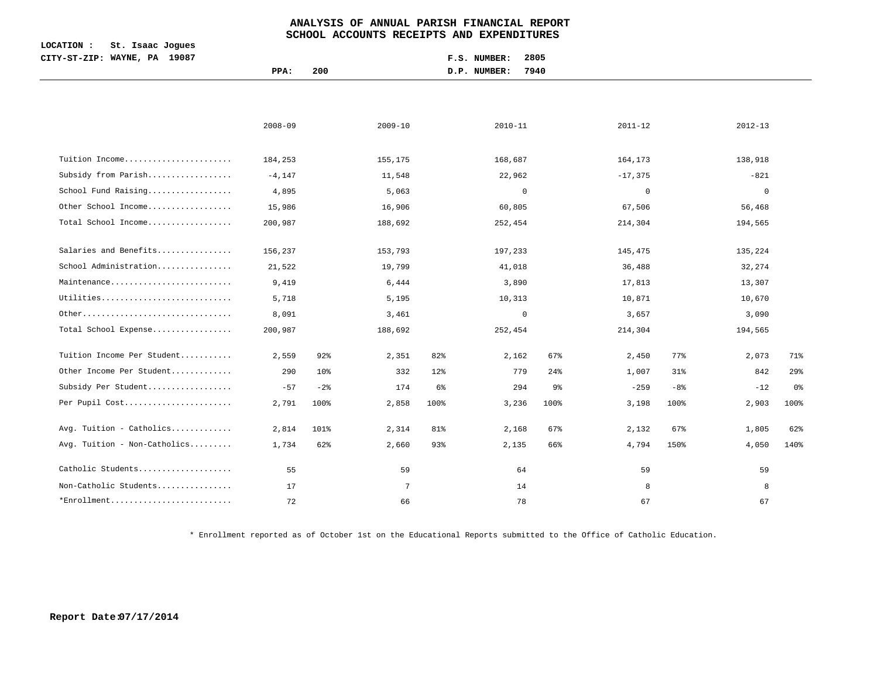# ANALYSIS OF ANNUAL PARISH FINANCIAL REPORT
## SCHOOL ACCOUNTS RECEIPTS AND EXPENDITURES

**LOCATION :** St. Isaac Jogues
**CITY-ST-ZIP:** WAYNE, PA 19087

**PPA:** 200

**F.S. NUMBER:** 2805
**D.P. NUMBER:** 7940

| | 2008-09 | | 2009-10 | | 2010-11 | | 2011-12 | | 2012-13 | |
|---|---|---|---|---|---|---|---|---|---|---|
| Tuition Income....................... | 184,253 | | 155,175 | | 168,687 | | 164,173 | | 138,918 | |
| Subsidy from Parish.................. | -4,147 | | 11,548 | | 22,962 | | -17,375 | | -821 | |
| School Fund Raising.................. | 4,895 | | 5,063 | | 0 | | 0 | | 0 | |
| Other School Income.................. | 15,986 | | 16,906 | | 60,805 | | 67,506 | | 56,468 | |
| Total School Income.................. | 200,987 | | 188,692 | | 252,454 | | 214,304 | | 194,565 | |
| Salaries and Benefits................ | 156,237 | | 153,793 | | 197,233 | | 145,475 | | 135,224 | |
| School Administration................ | 21,522 | | 19,799 | | 41,018 | | 36,488 | | 32,274 | |
| Maintenance.......................... | 9,419 | | 6,444 | | 3,890 | | 17,813 | | 13,307 | |
| Utilities............................ | 5,718 | | 5,195 | | 10,313 | | 10,871 | | 10,670 | |
| Other................................ | 8,091 | | 3,461 | | 0 | | 3,657 | | 3,090 | |
| Total School Expense................. | 200,987 | | 188,692 | | 252,454 | | 214,304 | | 194,565 | |
| Tuition Income Per Student........... | 2,559 | 92% | 2,351 | 82% | 2,162 | 67% | 2,450 | 77% | 2,073 | 71% |
| Other Income Per Student............. | 290 | 10% | 332 | 12% | 779 | 24% | 1,007 | 31% | 842 | 29% |
| Subsidy Per Student.................. | -57 | -2% | 174 | 6% | 294 | 9% | -259 | -8% | -12 | 0% |
| Per Pupil Cost....................... | 2,791 | 100% | 2,858 | 100% | 3,236 | 100% | 3,198 | 100% | 2,903 | 100% |
| Avg. Tuition - Catholics............. | 2,814 | 101% | 2,314 | 81% | 2,168 | 67% | 2,132 | 67% | 1,805 | 62% |
| Avg. Tuition - Non-Catholics......... | 1,734 | 62% | 2,660 | 93% | 2,135 | 66% | 4,794 | 150% | 4,050 | 140% |
| Catholic Students.................... | 55 | | 59 | | 64 | | 59 | | 59 | |
| Non-Catholic Students................ | 17 | | 7 | | 14 | | 8 | | 8 | |
| *Enrollment.......................... | 72 | | 66 | | 78 | | 67 | | 67 | |

* Enrollment reported as of October 1st on the Educational Reports submitted to the Office of Catholic Education.

**Report Date:07/17/2014**